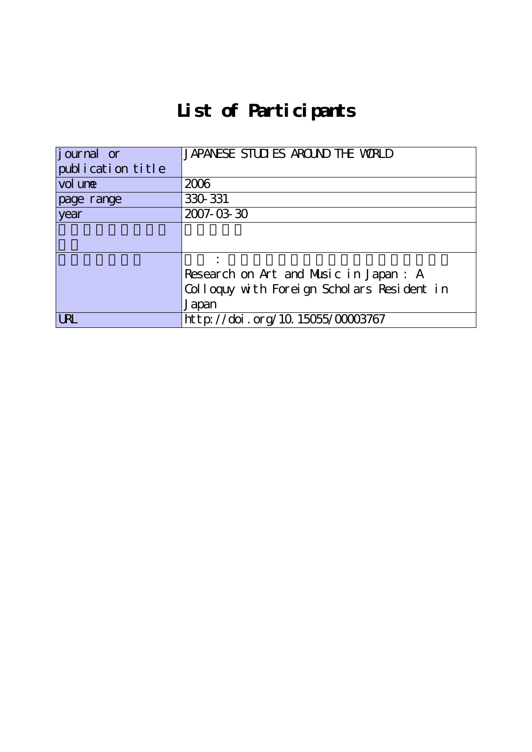# List of Participants

| journal or publication title | JAPANESE STUDIES AROUND THE WORLD |
|---|---|
| volume | 2006 |
| page range | 330-331 |
| year | 2007-03-30 |
| | |
| | : <br>Research on Art and Music in Japan : A Colloquy with Foreign Scholars Resident in Japan |
| URL | http://doi.org/10.15055/00003767 |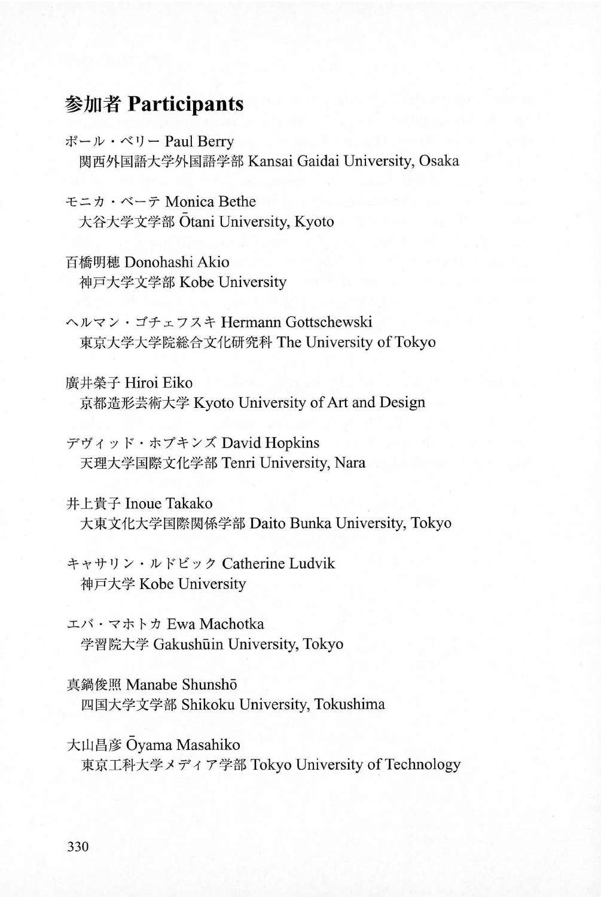## 参加者 Participants

ポール・ベリー Paul Berry
　関西外国語大学外国語学部 Kansai Gaidai University, Osaka

モニカ・ベーテ Monica Bethe
　大谷大学文学部 Ōtani University, Kyoto

百橋明穂 Donohashi Akio
　神戸大学文学部 Kobe University

ヘルマン・ゴチェフスキ Hermann Gottschewski
　東京大学大学院総合文化研究科 The University of Tokyo

廣井榮子 Hiroi Eiko
　京都造形芸術大学 Kyoto University of Art and Design

デヴィッド・ホプキンズ David Hopkins
　天理大学国際文化学部 Tenri University, Nara

井上貴子 Inoue Takako
　大東文化大学国際関係学部 Daito Bunka University, Tokyo

キャサリン・ルドビック Catherine Ludvik
　神戸大学 Kobe University

エバ・マホトカ Ewa Machotka
　学習院大学 Gakushūin University, Tokyo

真鍋俊照 Manabe Shunshō
　四国大学文学部 Shikoku University, Tokushima

大山昌彦 Ōyama Masahiko
　東京工科大学メディア学部 Tokyo University of Technology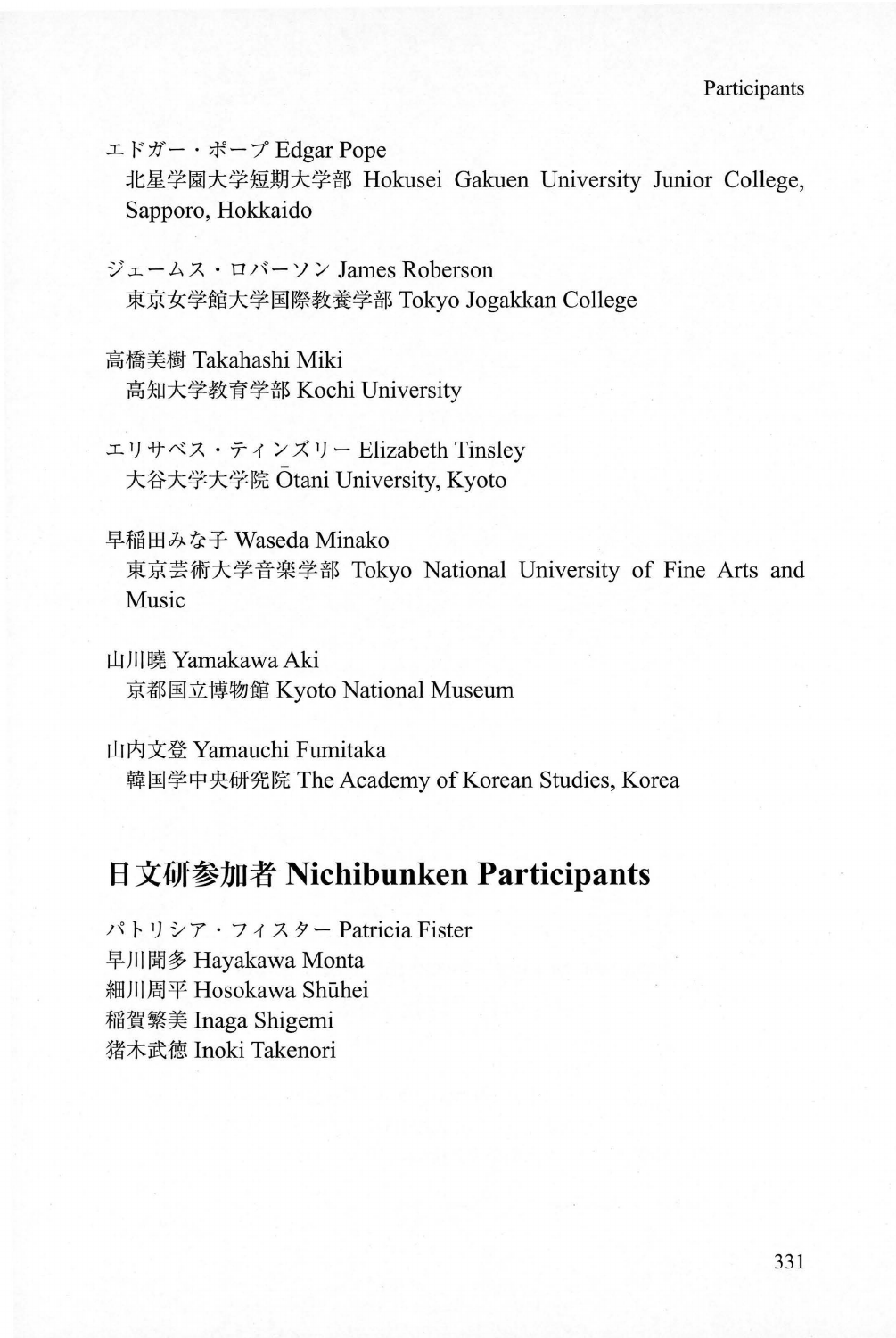エドガー・ポープ Edgar Pope
北星学園大学短期大学部 Hokusei Gakuen University Junior College, Sapporo, Hokkaido

ジェームス・ロバーソン James Roberson
東京女学館大学国際教養学部 Tokyo Jogakkan College

高橋美樹 Takahashi Miki
高知大学教育学部 Kochi University

エリサベス・ティンズリー Elizabeth Tinsley
大谷大学大学院 Ōtani University, Kyoto

早稲田みな子 Waseda Minako
東京芸術大学音楽学部 Tokyo National University of Fine Arts and Music

山川曉 Yamakawa Aki
京都国立博物館 Kyoto National Museum

山内文登 Yamauchi Fumitaka
韓国学中央研究院 The Academy of Korean Studies, Korea

## 日文研参加者 Nichibunken Participants

パトリシア・フィスター Patricia Fister
早川聞多 Hayakawa Monta
細川周平 Hosokawa Shūhei
稲賀繁美 Inaga Shigemi
猪木武徳 Inoki Takenori